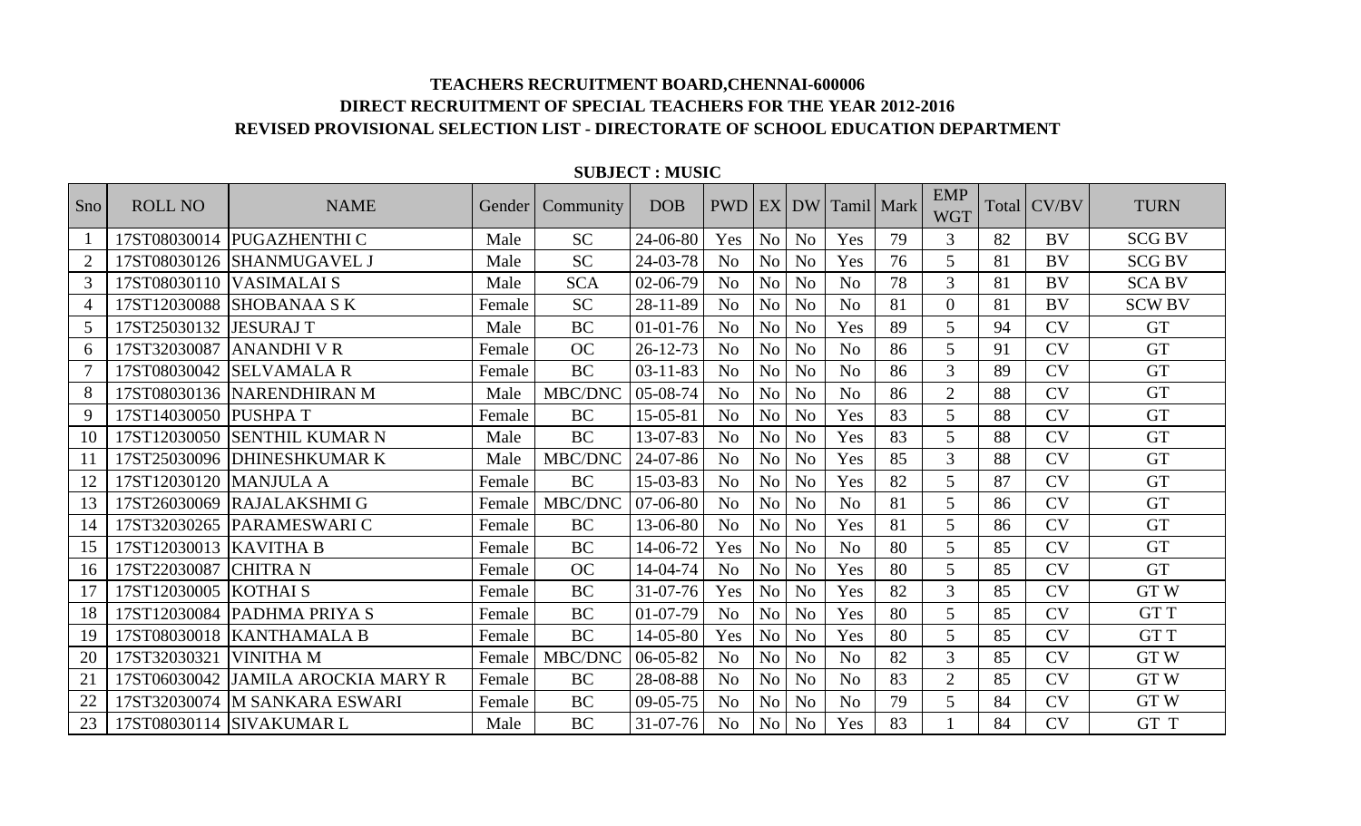# TEACHERS RECRUITMENT BOARD,CHENNAI-600006

## DIRECT RECRUITMENT OF SPECIAL TEACHERS FOR THE YEAR 2012-2016

## REVISED PROVISIONAL SELECTION LIST - DIRECTORATE OF SCHOOL EDUCATION DEPARTMENT

**SUBJECT : MUSIC**

| Sno | ROLL NO | NAME | Gender | Community | DOB | PWD | EX | DW | Tamil | Mark | EMP WGT | Total | CV/BV | TURN |
|---|---|---|---|---|---|---|---|---|---|---|---|---|---|---|
| 1 | 17ST08030014 | PUGAZHENTHI C | Male | SC | 24-06-80 | Yes | No | No | Yes | 79 | 3 | 82 | BV | SCG BV |
| 2 | 17ST08030126 | SHANMUGAVEL J | Male | SC | 24-03-78 | No | No | No | Yes | 76 | 5 | 81 | BV | SCG BV |
| 3 | 17ST08030110 | VASIMALAI S | Male | SCA | 02-06-79 | No | No | No | No | 78 | 3 | 81 | BV | SCA BV |
| 4 | 17ST12030088 | SHOBANAA S K | Female | SC | 28-11-89 | No | No | No | No | 81 | 0 | 81 | BV | SCW BV |
| 5 | 17ST25030132 | JESURAJ T | Male | BC | 01-01-76 | No | No | No | Yes | 89 | 5 | 94 | CV | GT |
| 6 | 17ST32030087 | ANANDHI V R | Female | OC | 26-12-73 | No | No | No | No | 86 | 5 | 91 | CV | GT |
| 7 | 17ST08030042 | SELVAMALA R | Female | BC | 03-11-83 | No | No | No | No | 86 | 3 | 89 | CV | GT |
| 8 | 17ST08030136 | NARENDHIRAN M | Male | MBC/DNC | 05-08-74 | No | No | No | No | 86 | 2 | 88 | CV | GT |
| 9 | 17ST14030050 | PUSHPA T | Female | BC | 15-05-81 | No | No | No | Yes | 83 | 5 | 88 | CV | GT |
| 10 | 17ST12030050 | SENTHIL KUMAR N | Male | BC | 13-07-83 | No | No | No | Yes | 83 | 5 | 88 | CV | GT |
| 11 | 17ST25030096 | DHINESHKUMAR K | Male | MBC/DNC | 24-07-86 | No | No | No | Yes | 85 | 3 | 88 | CV | GT |
| 12 | 17ST12030120 | MANJULA A | Female | BC | 15-03-83 | No | No | No | Yes | 82 | 5 | 87 | CV | GT |
| 13 | 17ST26030069 | RAJALAKSHMI G | Female | MBC/DNC | 07-06-80 | No | No | No | No | 81 | 5 | 86 | CV | GT |
| 14 | 17ST32030265 | PARAMESWARI C | Female | BC | 13-06-80 | No | No | No | Yes | 81 | 5 | 86 | CV | GT |
| 15 | 17ST12030013 | KAVITHA B | Female | BC | 14-06-72 | Yes | No | No | No | 80 | 5 | 85 | CV | GT |
| 16 | 17ST22030087 | CHITRA N | Female | OC | 14-04-74 | No | No | No | Yes | 80 | 5 | 85 | CV | GT |
| 17 | 17ST12030005 | KOTHAI S | Female | BC | 31-07-76 | Yes | No | No | Yes | 82 | 3 | 85 | CV | GT W |
| 18 | 17ST12030084 | PADHMA PRIYA S | Female | BC | 01-07-79 | No | No | No | Yes | 80 | 5 | 85 | CV | GT T |
| 19 | 17ST08030018 | KANTHAMALA B | Female | BC | 14-05-80 | Yes | No | No | Yes | 80 | 5 | 85 | CV | GT T |
| 20 | 17ST32030321 | VINITHA M | Female | MBC/DNC | 06-05-82 | No | No | No | No | 82 | 3 | 85 | CV | GT W |
| 21 | 17ST06030042 | JAMILA AROCKIA MARY R | Female | BC | 28-08-88 | No | No | No | No | 83 | 2 | 85 | CV | GT W |
| 22 | 17ST32030074 | M SANKARA ESWARI | Female | BC | 09-05-75 | No | No | No | No | 79 | 5 | 84 | CV | GT W |
| 23 | 17ST08030114 | SIVAKUMAR L | Male | BC | 31-07-76 | No | No | No | Yes | 83 | 1 | 84 | CV | GT T |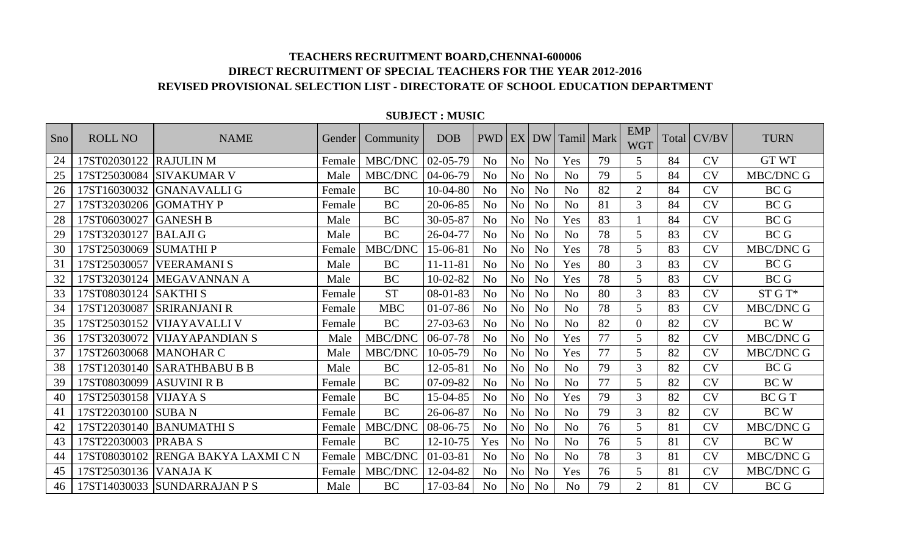**TEACHERS RECRUITMENT BOARD,CHENNAI-600006**

**DIRECT RECRUITMENT OF SPECIAL TEACHERS FOR THE YEAR 2012-2016**

**REVISED PROVISIONAL SELECTION LIST - DIRECTORATE OF SCHOOL EDUCATION DEPARTMENT**

**SUBJECT : MUSIC**

| Sno | ROLL NO | NAME | Gender | Community | DOB | PWD | EX | DW | Tamil | Mark | EMP WGT | Total | CV/BV | TURN |
|---|---|---|---|---|---|---|---|---|---|---|---|---|---|---|
| 24 | 17ST02030122 | RAJULIN M | Female | MBC/DNC | 02-05-79 | No | No | No | Yes | 79 | 5 | 84 | CV | GT WT |
| 25 | 17ST25030084 | SIVAKUMAR V | Male | MBC/DNC | 04-06-79 | No | No | No | No | 79 | 5 | 84 | CV | MBC/DNC G |
| 26 | 17ST16030032 | GNANAVALLI G | Female | BC | 10-04-80 | No | No | No | No | 82 | 2 | 84 | CV | BC G |
| 27 | 17ST32030206 | GOMATHY P | Female | BC | 20-06-85 | No | No | No | No | 81 | 3 | 84 | CV | BC G |
| 28 | 17ST06030027 | GANESH B | Male | BC | 30-05-87 | No | No | No | Yes | 83 | 1 | 84 | CV | BC G |
| 29 | 17ST32030127 | BALAJI G | Male | BC | 26-04-77 | No | No | No | No | 78 | 5 | 83 | CV | BC G |
| 30 | 17ST25030069 | SUMATHI P | Female | MBC/DNC | 15-06-81 | No | No | No | Yes | 78 | 5 | 83 | CV | MBC/DNC G |
| 31 | 17ST25030057 | VEERAMANI S | Male | BC | 11-11-81 | No | No | No | Yes | 80 | 3 | 83 | CV | BC G |
| 32 | 17ST32030124 | MEGAVANNAN A | Male | BC | 10-02-82 | No | No | No | Yes | 78 | 5 | 83 | CV | BC G |
| 33 | 17ST08030124 | SAKTHI S | Female | ST | 08-01-83 | No | No | No | No | 80 | 3 | 83 | CV | ST G T* |
| 34 | 17ST12030087 | SRIRANJANI R | Female | MBC | 01-07-86 | No | No | No | No | 78 | 5 | 83 | CV | MBC/DNC G |
| 35 | 17ST25030152 | VIJAYAVALLI V | Female | BC | 27-03-63 | No | No | No | No | 82 | 0 | 82 | CV | BC W |
| 36 | 17ST32030072 | VIJAYAPANDIAN S | Male | MBC/DNC | 06-07-78 | No | No | No | Yes | 77 | 5 | 82 | CV | MBC/DNC G |
| 37 | 17ST26030068 | MANOHAR C | Male | MBC/DNC | 10-05-79 | No | No | No | Yes | 77 | 5 | 82 | CV | MBC/DNC G |
| 38 | 17ST12030140 | SARATHBABU B B | Male | BC | 12-05-81 | No | No | No | No | 79 | 3 | 82 | CV | BC G |
| 39 | 17ST08030099 | ASUVINI R B | Female | BC | 07-09-82 | No | No | No | No | 77 | 5 | 82 | CV | BC W |
| 40 | 17ST25030158 | VIJAYA S | Female | BC | 15-04-85 | No | No | No | Yes | 79 | 3 | 82 | CV | BC G T |
| 41 | 17ST22030100 | SUBA N | Female | BC | 26-06-87 | No | No | No | No | 79 | 3 | 82 | CV | BC W |
| 42 | 17ST22030140 | BANUMATHI S | Female | MBC/DNC | 08-06-75 | No | No | No | No | 76 | 5 | 81 | CV | MBC/DNC G |
| 43 | 17ST22030003 | PRABA S | Female | BC | 12-10-75 | Yes | No | No | No | 76 | 5 | 81 | CV | BC W |
| 44 | 17ST08030102 | RENGA BAKYA LAXMI C N | Female | MBC/DNC | 01-03-81 | No | No | No | No | 78 | 3 | 81 | CV | MBC/DNC G |
| 45 | 17ST25030136 | VANAJA K | Female | MBC/DNC | 12-04-82 | No | No | No | Yes | 76 | 5 | 81 | CV | MBC/DNC G |
| 46 | 17ST14030033 | SUNDARRAJAN P S | Male | BC | 17-03-84 | No | No | No | No | 79 | 2 | 81 | CV | BC G |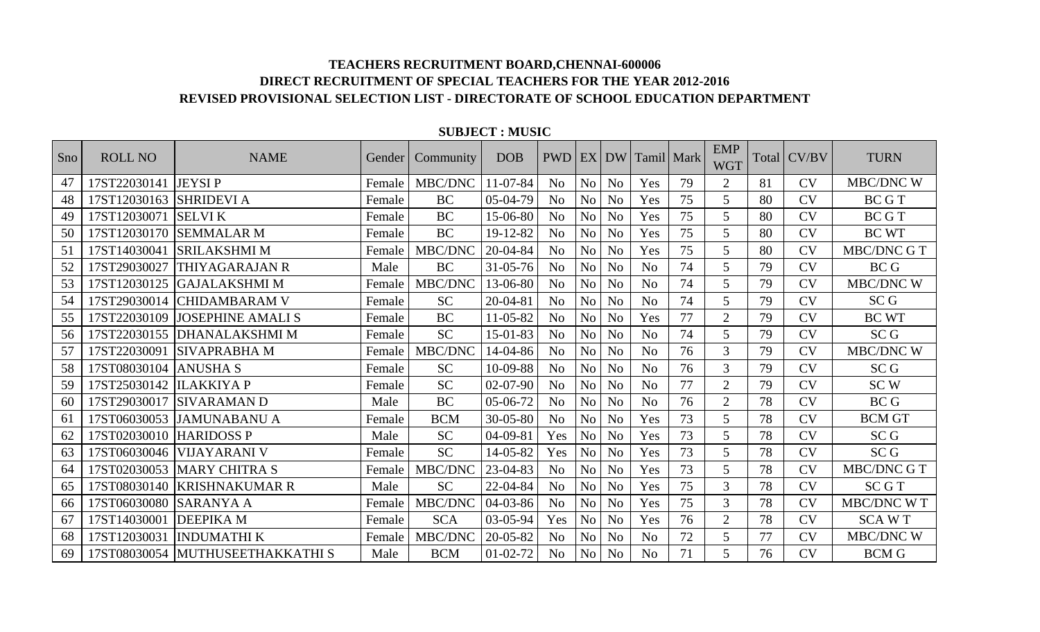**TEACHERS RECRUITMENT BOARD,CHENNAI-600006**

**DIRECT RECRUITMENT OF SPECIAL TEACHERS FOR THE YEAR 2012-2016**

**REVISED PROVISIONAL SELECTION LIST - DIRECTORATE OF SCHOOL EDUCATION DEPARTMENT**

**SUBJECT : MUSIC**

| Sno | ROLL NO | NAME | Gender | Community | DOB | PWD | EX | DW | Tamil | Mark | EMP WGT | Total | CV/BV | TURN |
|---|---|---|---|---|---|---|---|---|---|---|---|---|---|---|
| 47 | 17ST22030141 | JEYSI P | Female | MBC/DNC | 11-07-84 | No | No | No | Yes | 79 | 2 | 81 | CV | MBC/DNC W |
| 48 | 17ST12030163 | SHRIDEVI A | Female | BC | 05-04-79 | No | No | No | Yes | 75 | 5 | 80 | CV | BC G T |
| 49 | 17ST12030071 | SELVI K | Female | BC | 15-06-80 | No | No | No | Yes | 75 | 5 | 80 | CV | BC G T |
| 50 | 17ST12030170 | SEMMALAR M | Female | BC | 19-12-82 | No | No | No | Yes | 75 | 5 | 80 | CV | BC WT |
| 51 | 17ST14030041 | SRILAKSHMI M | Female | MBC/DNC | 20-04-84 | No | No | No | Yes | 75 | 5 | 80 | CV | MBC/DNC G T |
| 52 | 17ST29030027 | THIYAGARAJAN R | Male | BC | 31-05-76 | No | No | No | No | 74 | 5 | 79 | CV | BC G |
| 53 | 17ST12030125 | GAJALAKSHMI M | Female | MBC/DNC | 13-06-80 | No | No | No | No | 74 | 5 | 79 | CV | MBC/DNC W |
| 54 | 17ST29030014 | CHIDAMBARAM V | Female | SC | 20-04-81 | No | No | No | No | 74 | 5 | 79 | CV | SC G |
| 55 | 17ST22030109 | JOSEPHINE AMALI S | Female | BC | 11-05-82 | No | No | No | Yes | 77 | 2 | 79 | CV | BC WT |
| 56 | 17ST22030155 | DHANALAKSHMI M | Female | SC | 15-01-83 | No | No | No | No | 74 | 5 | 79 | CV | SC G |
| 57 | 17ST22030091 | SIVAPRABHA M | Female | MBC/DNC | 14-04-86 | No | No | No | No | 76 | 3 | 79 | CV | MBC/DNC W |
| 58 | 17ST08030104 | ANUSHA S | Female | SC | 10-09-88 | No | No | No | No | 76 | 3 | 79 | CV | SC G |
| 59 | 17ST25030142 | ILAKKIYA P | Female | SC | 02-07-90 | No | No | No | No | 77 | 2 | 79 | CV | SC W |
| 60 | 17ST29030017 | SIVARAMAN D | Male | BC | 05-06-72 | No | No | No | No | 76 | 2 | 78 | CV | BC G |
| 61 | 17ST06030053 | JAMUNABANU A | Female | BCM | 30-05-80 | No | No | No | Yes | 73 | 5 | 78 | CV | BCM GT |
| 62 | 17ST02030010 | HARIDOSS P | Male | SC | 04-09-81 | Yes | No | No | Yes | 73 | 5 | 78 | CV | SC G |
| 63 | 17ST06030046 | VIJAYARANI V | Female | SC | 14-05-82 | Yes | No | No | Yes | 73 | 5 | 78 | CV | SC G |
| 64 | 17ST02030053 | MARY CHITRA S | Female | MBC/DNC | 23-04-83 | No | No | No | Yes | 73 | 5 | 78 | CV | MBC/DNC G T |
| 65 | 17ST08030140 | KRISHNAKUMAR R | Male | SC | 22-04-84 | No | No | No | Yes | 75 | 3 | 78 | CV | SC G T |
| 66 | 17ST06030080 | SARANYA A | Female | MBC/DNC | 04-03-86 | No | No | No | Yes | 75 | 3 | 78 | CV | MBC/DNC W T |
| 67 | 17ST14030001 | DEEPIKA M | Female | SCA | 03-05-94 | Yes | No | No | Yes | 76 | 2 | 78 | CV | SCA W T |
| 68 | 17ST12030031 | INDUMATHI K | Female | MBC/DNC | 20-05-82 | No | No | No | No | 72 | 5 | 77 | CV | MBC/DNC W |
| 69 | 17ST08030054 | MUTHUSEETHAKKATHI S | Male | BCM | 01-02-72 | No | No | No | No | 71 | 5 | 76 | CV | BCM G |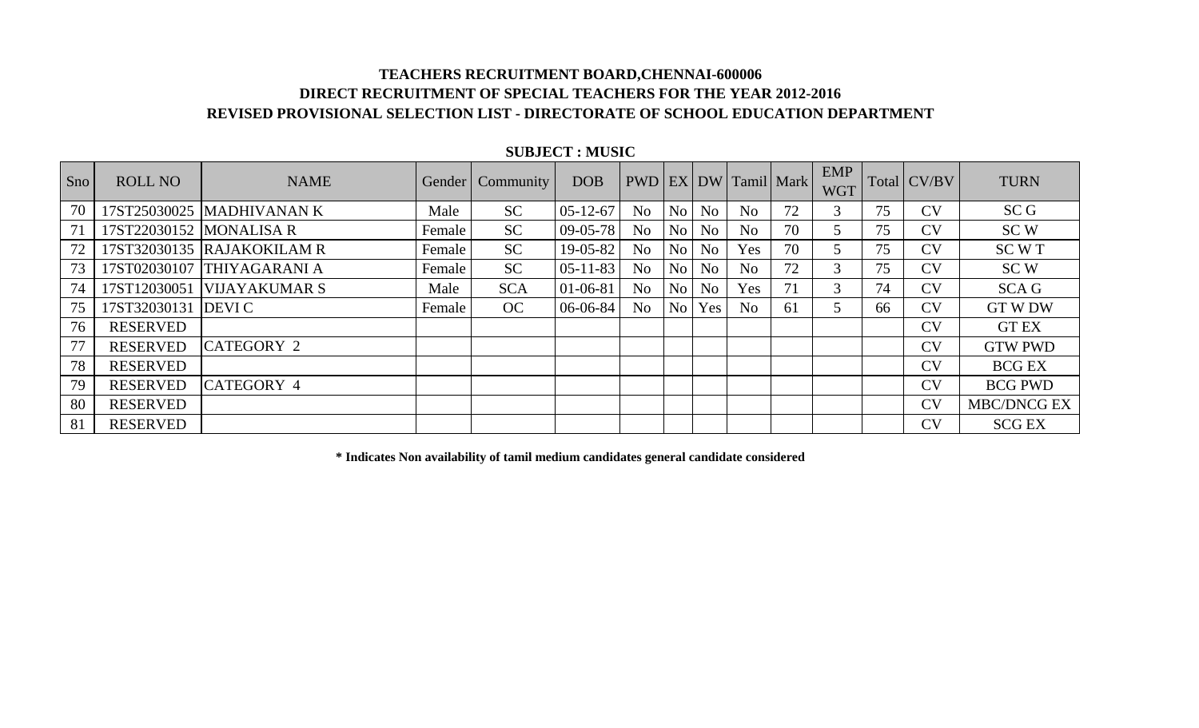**TEACHERS RECRUITMENT BOARD,CHENNAI-600006**

**DIRECT RECRUITMENT OF SPECIAL TEACHERS FOR THE YEAR 2012-2016**

**REVISED PROVISIONAL SELECTION LIST - DIRECTORATE OF SCHOOL EDUCATION DEPARTMENT**

**SUBJECT : MUSIC**

| Sno | ROLL NO | NAME | Gender | Community | DOB | PWD | EX | DW | Tamil | Mark | EMP WGT | Total | CV/BV | TURN |
|---|---|---|---|---|---|---|---|---|---|---|---|---|---|---|
| 70 | 17ST25030025 | MADHIVANAN K | Male | SC | 05-12-67 | No | No | No | No | 72 | 3 | 75 | CV | SC G |
| 71 | 17ST22030152 | MONALISA R | Female | SC | 09-05-78 | No | No | No | No | 70 | 5 | 75 | CV | SC W |
| 72 | 17ST32030135 | RAJAKOKILAM R | Female | SC | 19-05-82 | No | No | No | Yes | 70 | 5 | 75 | CV | SC W T |
| 73 | 17ST02030107 | THIYAGARANI A | Female | SC | 05-11-83 | No | No | No | No | 72 | 3 | 75 | CV | SC W |
| 74 | 17ST12030051 | VIJAYAKUMAR S | Male | SCA | 01-06-81 | No | No | No | Yes | 71 | 3 | 74 | CV | SCA G |
| 75 | 17ST32030131 | DEVI C | Female | OC | 06-06-84 | No | No | Yes | No | 61 | 5 | 66 | CV | GT W DW |
| 76 | RESERVED | | | | | | | | | | | | CV | GT EX |
| 77 | RESERVED | CATEGORY 2 | | | | | | | | | | | CV | GTW PWD |
| 78 | RESERVED | | | | | | | | | | | | CV | BCG EX |
| 79 | RESERVED | CATEGORY 4 | | | | | | | | | | | CV | BCG PWD |
| 80 | RESERVED | | | | | | | | | | | | CV | MBC/DNCG EX |
| 81 | RESERVED | | | | | | | | | | | | CV | SCG EX |

**\* Indicates Non availability of tamil medium candidates general candidate considered**